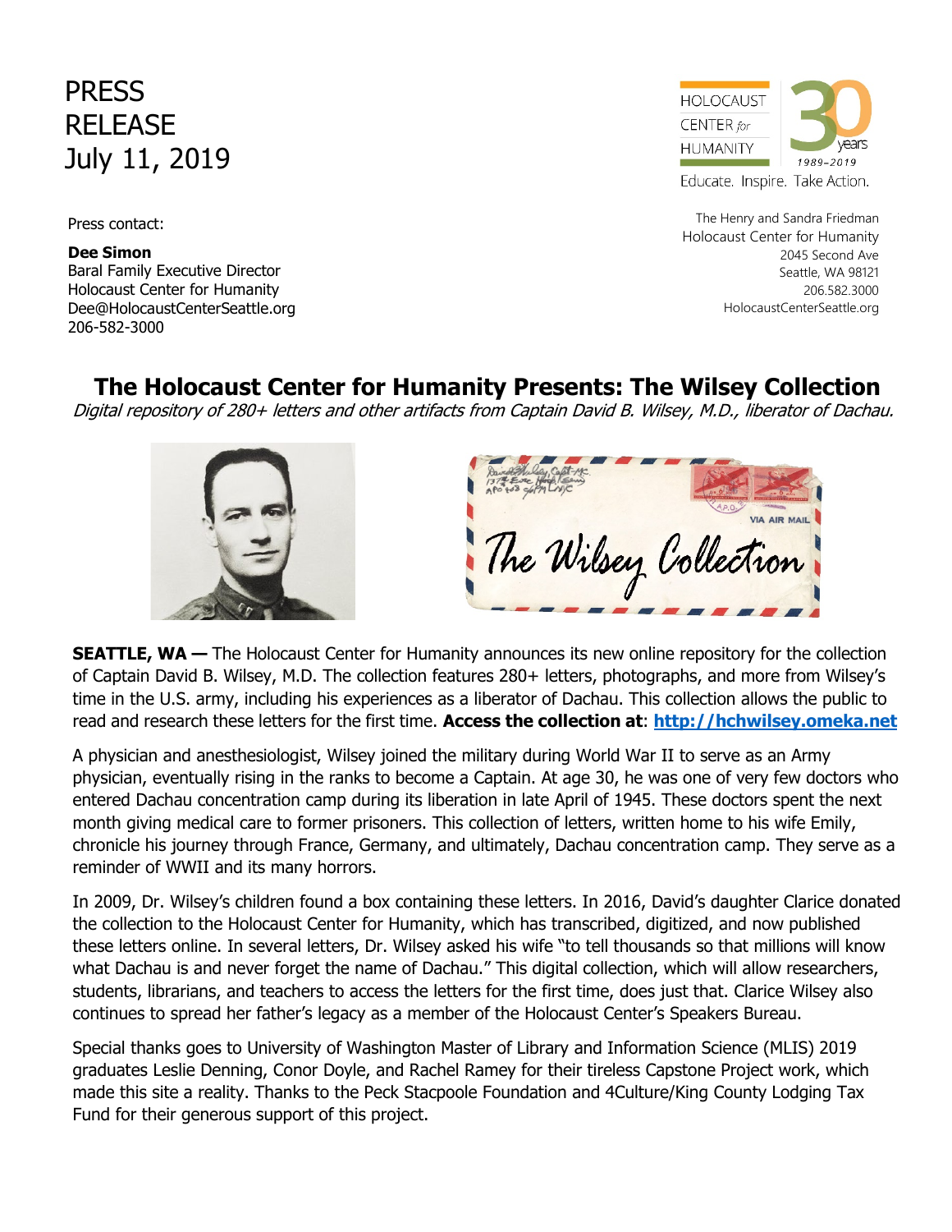# PRESS RELEASE
July 11, 2019

HOLOCAUST CENTER *for* HUMANITY

30 years 1989–2019

Educate. Inspire. Take Action.

Press contact:

**Dee Simon**
Baral Family Executive Director
Holocaust Center for Humanity
Dee@HolocaustCenterSeattle.org
206-582-3000

The Henry and Sandra Friedman
Holocaust Center for Humanity
2045 Second Ave
Seattle, WA 98121
206.582.3000
HolocaustCenterSeattle.org

## The Holocaust Center for Humanity Presents: The Wilsey Collection

*Digital repository of 280+ letters and other artifacts from Captain David B. Wilsey, M.D., liberator of Dachau.*

**SEATTLE, WA —** The Holocaust Center for Humanity announces its new online repository for the collection of Captain David B. Wilsey, M.D. The collection features 280+ letters, photographs, and more from Wilsey's time in the U.S. army, including his experiences as a liberator of Dachau. This collection allows the public to read and research these letters for the first time. **Access the collection at**: **http://hchwilsey.omeka.net**

A physician and anesthesiologist, Wilsey joined the military during World War II to serve as an Army physician, eventually rising in the ranks to become a Captain. At age 30, he was one of very few doctors who entered Dachau concentration camp during its liberation in late April of 1945. These doctors spent the next month giving medical care to former prisoners. This collection of letters, written home to his wife Emily, chronicle his journey through France, Germany, and ultimately, Dachau concentration camp. They serve as a reminder of WWII and its many horrors.

In 2009, Dr. Wilsey's children found a box containing these letters. In 2016, David's daughter Clarice donated the collection to the Holocaust Center for Humanity, which has transcribed, digitized, and now published these letters online. In several letters, Dr. Wilsey asked his wife "to tell thousands so that millions will know what Dachau is and never forget the name of Dachau." This digital collection, which will allow researchers, students, librarians, and teachers to access the letters for the first time, does just that. Clarice Wilsey also continues to spread her father's legacy as a member of the Holocaust Center's Speakers Bureau.

Special thanks goes to University of Washington Master of Library and Information Science (MLIS) 2019 graduates Leslie Denning, Conor Doyle, and Rachel Ramey for their tireless Capstone Project work, which made this site a reality. Thanks to the Peck Stacpoole Foundation and 4Culture/King County Lodging Tax Fund for their generous support of this project.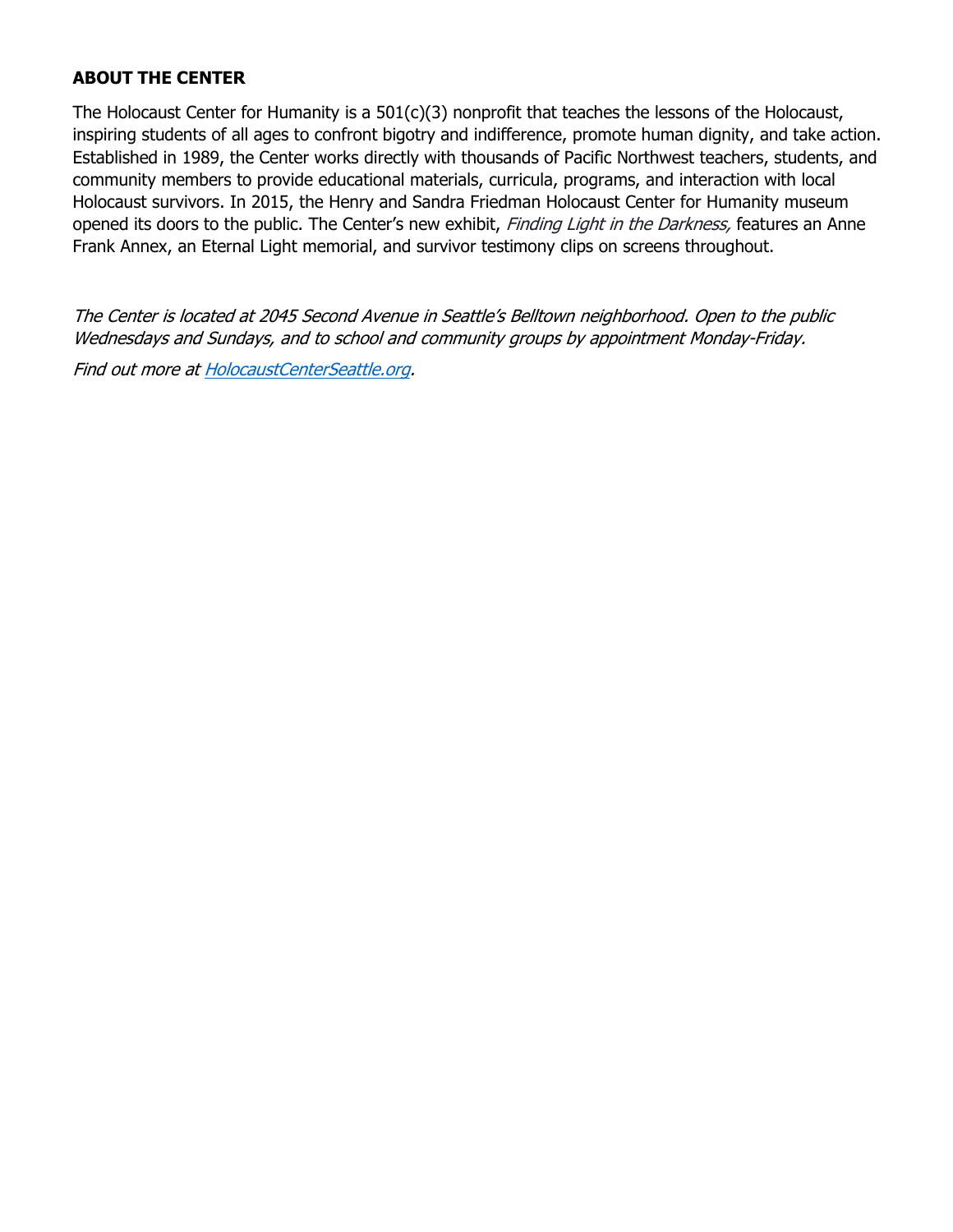**ABOUT THE CENTER**

The Holocaust Center for Humanity is a 501(c)(3) nonprofit that teaches the lessons of the Holocaust, inspiring students of all ages to confront bigotry and indifference, promote human dignity, and take action. Established in 1989, the Center works directly with thousands of Pacific Northwest teachers, students, and community members to provide educational materials, curricula, programs, and interaction with local Holocaust survivors. In 2015, the Henry and Sandra Friedman Holocaust Center for Humanity museum opened its doors to the public. The Center's new exhibit, *Finding Light in the Darkness,* features an Anne Frank Annex, an Eternal Light memorial, and survivor testimony clips on screens throughout.

*The Center is located at 2045 Second Avenue in Seattle's Belltown neighborhood. Open to the public Wednesdays and Sundays, and to school and community groups by appointment Monday-Friday.*

*Find out more at [HolocaustCenterSeattle.org](HolocaustCenterSeattle.org).*